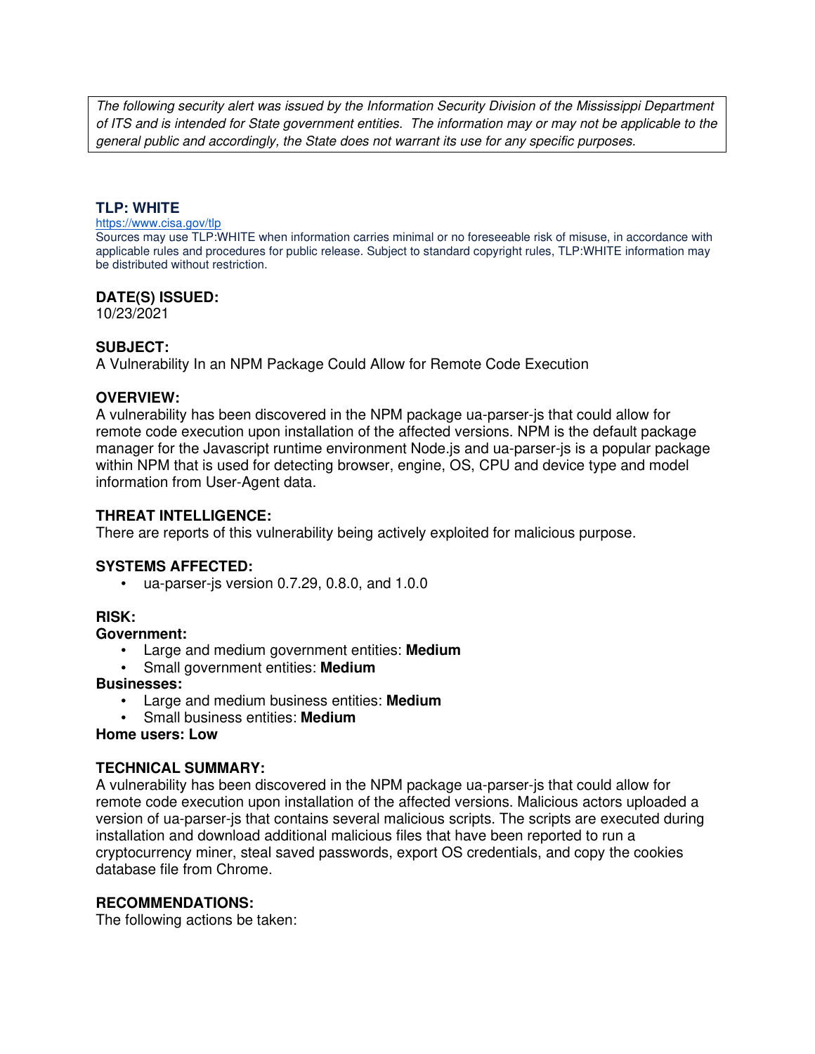*The following security alert was issued by the Information Security Division of the Mississippi Department of ITS and is intended for State government entities. The information may or may not be applicable to the general public and accordingly, the State does not warrant its use for any specific purposes.*

## TLP: WHITE

https://www.cisa.gov/tlp

Sources may use TLP:WHITE when information carries minimal or no foreseeable risk of misuse, in accordance with applicable rules and procedures for public release. Subject to standard copyright rules, TLP:WHITE information may be distributed without restriction.

### DATE(S) ISSUED:

10/23/2021

### SUBJECT:

A Vulnerability In an NPM Package Could Allow for Remote Code Execution

### OVERVIEW:

A vulnerability has been discovered in the NPM package ua-parser-js that could allow for remote code execution upon installation of the affected versions. NPM is the default package manager for the Javascript runtime environment Node.js and ua-parser-js is a popular package within NPM that is used for detecting browser, engine, OS, CPU and device type and model information from User-Agent data.

### THREAT INTELLIGENCE:

There are reports of this vulnerability being actively exploited for malicious purpose.

### SYSTEMS AFFECTED:

- ua-parser-js version 0.7.29, 0.8.0, and 1.0.0

### RISK:

**Government:**

- Large and medium government entities: **Medium**
- Small government entities: **Medium**

**Businesses:**

- Large and medium business entities: **Medium**
- Small business entities: **Medium**

**Home users: Low**

### TECHNICAL SUMMARY:

A vulnerability has been discovered in the NPM package ua-parser-js that could allow for remote code execution upon installation of the affected versions. Malicious actors uploaded a version of ua-parser-js that contains several malicious scripts. The scripts are executed during installation and download additional malicious files that have been reported to run a cryptocurrency miner, steal saved passwords, export OS credentials, and copy the cookies database file from Chrome.

### RECOMMENDATIONS:

The following actions be taken: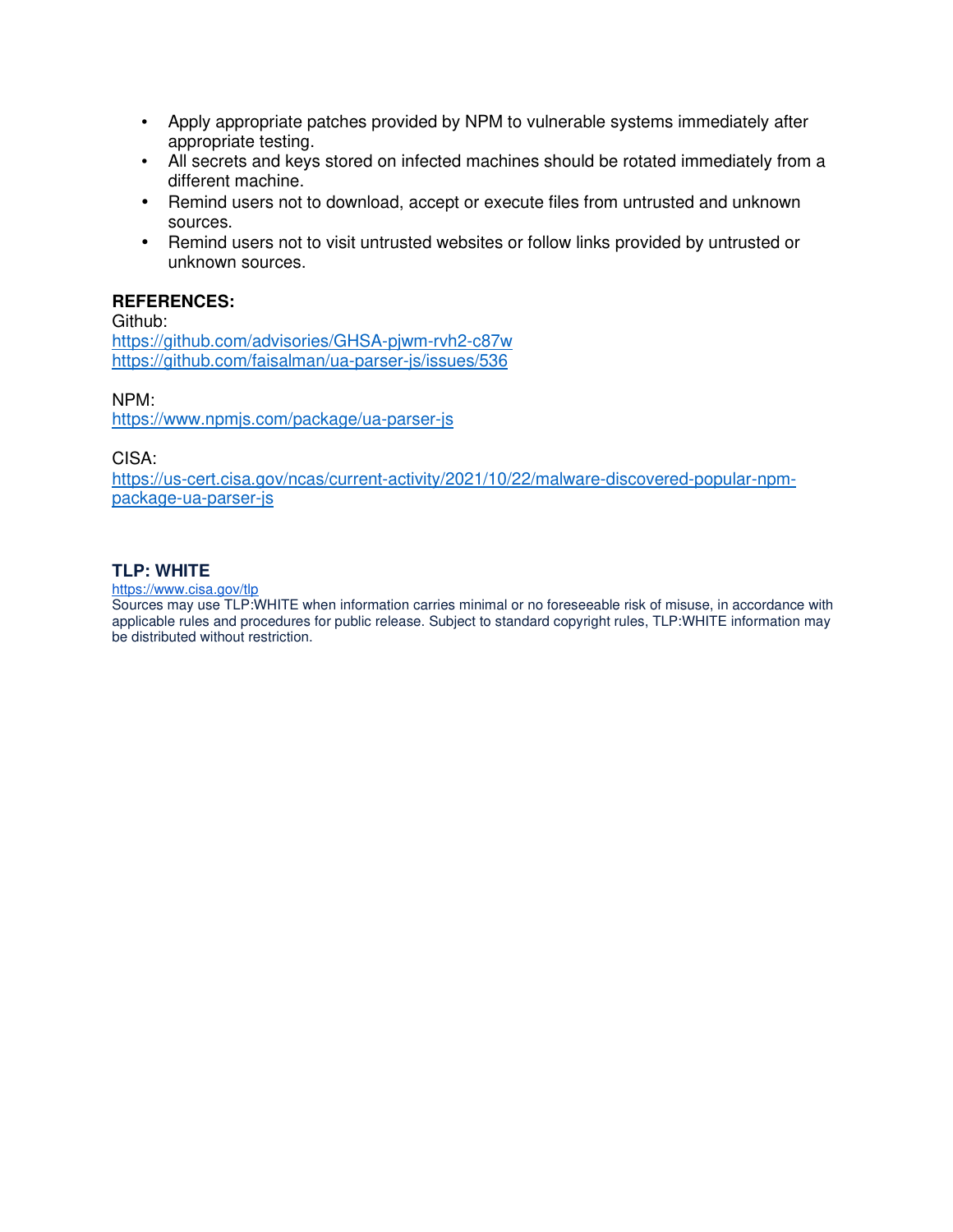- Apply appropriate patches provided by NPM to vulnerable systems immediately after appropriate testing.
- All secrets and keys stored on infected machines should be rotated immediately from a different machine.
- Remind users not to download, accept or execute files from untrusted and unknown sources.
- Remind users not to visit untrusted websites or follow links provided by untrusted or unknown sources.

**REFERENCES:**

Github:
https://github.com/advisories/GHSA-pjwm-rvh2-c87w
https://github.com/faisalman/ua-parser-js/issues/536

NPM:
https://www.npmjs.com/package/ua-parser-js

CISA:
https://us-cert.cisa.gov/ncas/current-activity/2021/10/22/malware-discovered-popular-npm-package-ua-parser-js

**TLP: WHITE**

https://www.cisa.gov/tlp
Sources may use TLP:WHITE when information carries minimal or no foreseeable risk of misuse, in accordance with applicable rules and procedures for public release. Subject to standard copyright rules, TLP:WHITE information may be distributed without restriction.